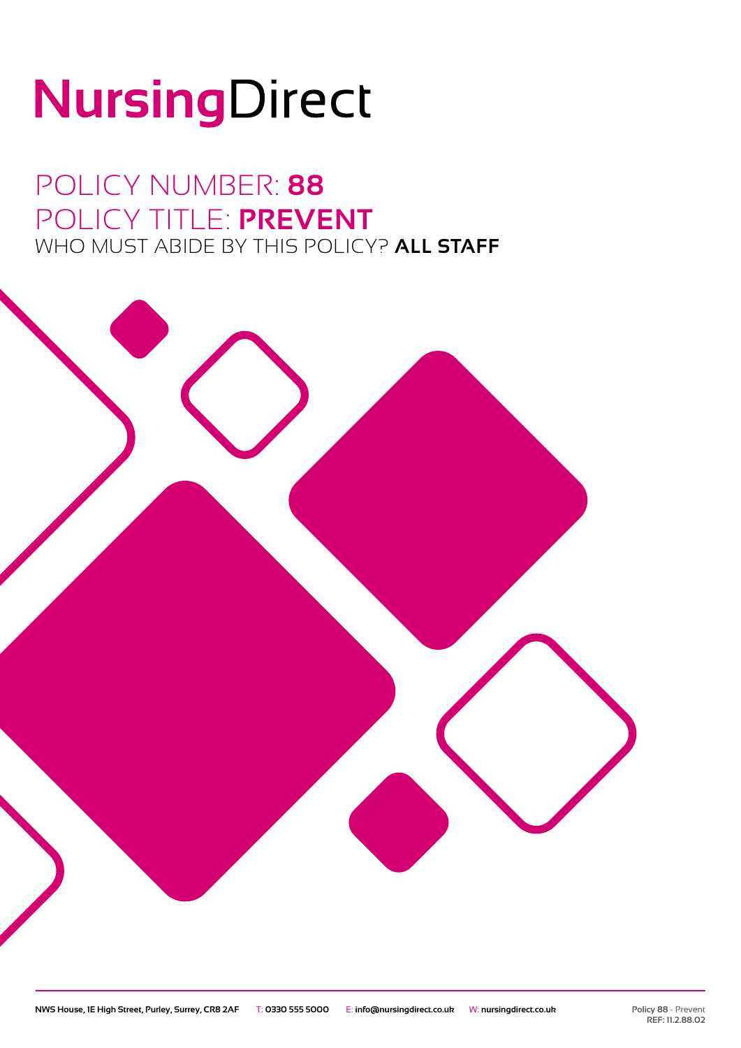# NursingDirect

## POLICY NUMBER: **88**
## POLICY TITLE: **PREVENT**
### WHO MUST ABIDE BY THIS POLICY? **ALL STAFF**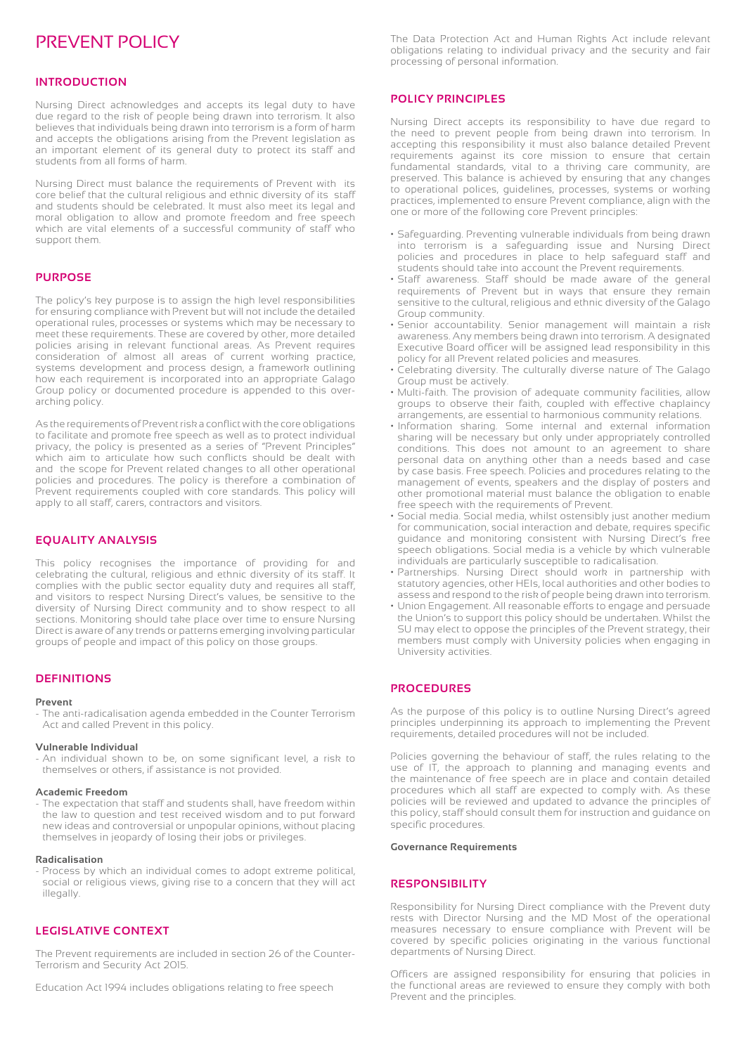# PREVENT POLICY

## INTRODUCTION

Nursing Direct acknowledges and accepts its legal duty to have due regard to the risk of people being drawn into terrorism. It also believes that individuals being drawn into terrorism is a form of harm and accepts the obligations arising from the Prevent legislation as an important element of its general duty to protect its staff and students from all forms of harm.

Nursing Direct must balance the requirements of Prevent with its core belief that the cultural religious and ethnic diversity of its staff and students should be celebrated. It must also meet its legal and moral obligation to allow and promote freedom and free speech which are vital elements of a successful community of staff who support them.

## PURPOSE

The policy's key purpose is to assign the high level responsibilities for ensuring compliance with Prevent but will not include the detailed operational rules, processes or systems which may be necessary to meet these requirements. These are covered by other, more detailed policies arising in relevant functional areas. As Prevent requires consideration of almost all areas of current working practice, systems development and process design, a framework outlining how each requirement is incorporated into an appropriate Galago Group policy or documented procedure is appended to this over-arching policy.

As the requirements of Prevent risk a conflict with the core obligations to facilitate and promote free speech as well as to protect individual privacy, the policy is presented as a series of "Prevent Principles" which aim to articulate how such conflicts should be dealt with and the scope for Prevent related changes to all other operational policies and procedures. The policy is therefore a combination of Prevent requirements coupled with core standards. This policy will apply to all staff, carers, contractors and visitors.

## EQUALITY ANALYSIS

This policy recognises the importance of providing for and celebrating the cultural, religious and ethnic diversity of its staff. It complies with the public sector equality duty and requires all staff, and visitors to respect Nursing Direct's values, be sensitive to the diversity of Nursing Direct community and to show respect to all sections. Monitoring should take place over time to ensure Nursing Direct is aware of any trends or patterns emerging involving particular groups of people and impact of this policy on those groups.

## DEFINITIONS

**Prevent**

- The anti-radicalisation agenda embedded in the Counter Terrorism Act and called Prevent in this policy.

**Vulnerable Individual**

- An individual shown to be, on some significant level, a risk to themselves or others, if assistance is not provided.

**Academic Freedom**

- The expectation that staff and students shall, have freedom within the law to question and test received wisdom and to put forward new ideas and controversial or unpopular opinions, without placing themselves in jeopardy of losing their jobs or privileges.

**Radicalisation**

- Process by which an individual comes to adopt extreme political, social or religious views, giving rise to a concern that they will act illegally.

## LEGISLATIVE CONTEXT

The Prevent requirements are included in section 26 of the Counter-Terrorism and Security Act 2015.

Education Act 1994 includes obligations relating to free speech

The Data Protection Act and Human Rights Act include relevant obligations relating to individual privacy and the security and fair processing of personal information.

## POLICY PRINCIPLES

Nursing Direct accepts its responsibility to have due regard to the need to prevent people from being drawn into terrorism. In accepting this responsibility it must also balance detailed Prevent requirements against its core mission to ensure that certain fundamental standards, vital to a thriving care community, are preserved. This balance is achieved by ensuring that any changes to operational polices, guidelines, processes, systems or working practices, implemented to ensure Prevent compliance, align with the one or more of the following core Prevent principles:

- Safeguarding. Preventing vulnerable individuals from being drawn into terrorism is a safeguarding issue and Nursing Direct policies and procedures in place to help safeguard staff and students should take into account the Prevent requirements.
- Staff awareness. Staff should be made aware of the general requirements of Prevent but in ways that ensure they remain sensitive to the cultural, religious and ethnic diversity of the Galago Group community.
- Senior accountability. Senior management will maintain a risk awareness. Any members being drawn into terrorism. A designated Executive Board officer will be assigned lead responsibility in this policy for all Prevent related policies and measures.
- Celebrating diversity. The culturally diverse nature of The Galago Group must be actively.
- Multi-faith. The provision of adequate community facilities, allow groups to observe their faith, coupled with effective chaplaincy arrangements, are essential to harmonious community relations.
- Information sharing. Some internal and external information sharing will be necessary but only under appropriately controlled conditions. This does not amount to an agreement to share personal data on anything other than a needs based and case by case basis. Free speech. Policies and procedures relating to the management of events, speakers and the display of posters and other promotional material must balance the obligation to enable free speech with the requirements of Prevent.
- Social media. Social media, whilst ostensibly just another medium for communication, social interaction and debate, requires specific guidance and monitoring consistent with Nursing Direct's free speech obligations. Social media is a vehicle by which vulnerable individuals are particularly susceptible to radicalisation.
- Partnerships. Nursing Direct should work in partnership with statutory agencies, other HEIs, local authorities and other bodies to assess and respond to the risk of people being drawn into terrorism.
- Union Engagement. All reasonable efforts to engage and persuade the Union's to support this policy should be undertaken. Whilst the SU may elect to oppose the principles of the Prevent strategy, their members must comply with University policies when engaging in University activities.

## PROCEDURES

As the purpose of this policy is to outline Nursing Direct's agreed principles underpinning its approach to implementing the Prevent requirements, detailed procedures will not be included.

Policies governing the behaviour of staff, the rules relating to the use of IT, the approach to planning and managing events and the maintenance of free speech are in place and contain detailed procedures which all staff are expected to comply with. As these policies will be reviewed and updated to advance the principles of this policy, staff should consult them for instruction and guidance on specific procedures.

**Governance Requirements**

## RESPONSIBILITY

Responsibility for Nursing Direct compliance with the Prevent duty rests with Director Nursing and the MD Most of the operational measures necessary to ensure compliance with Prevent will be covered by specific policies originating in the various functional departments of Nursing Direct.

Officers are assigned responsibility for ensuring that policies in the functional areas are reviewed to ensure they comply with both Prevent and the principles.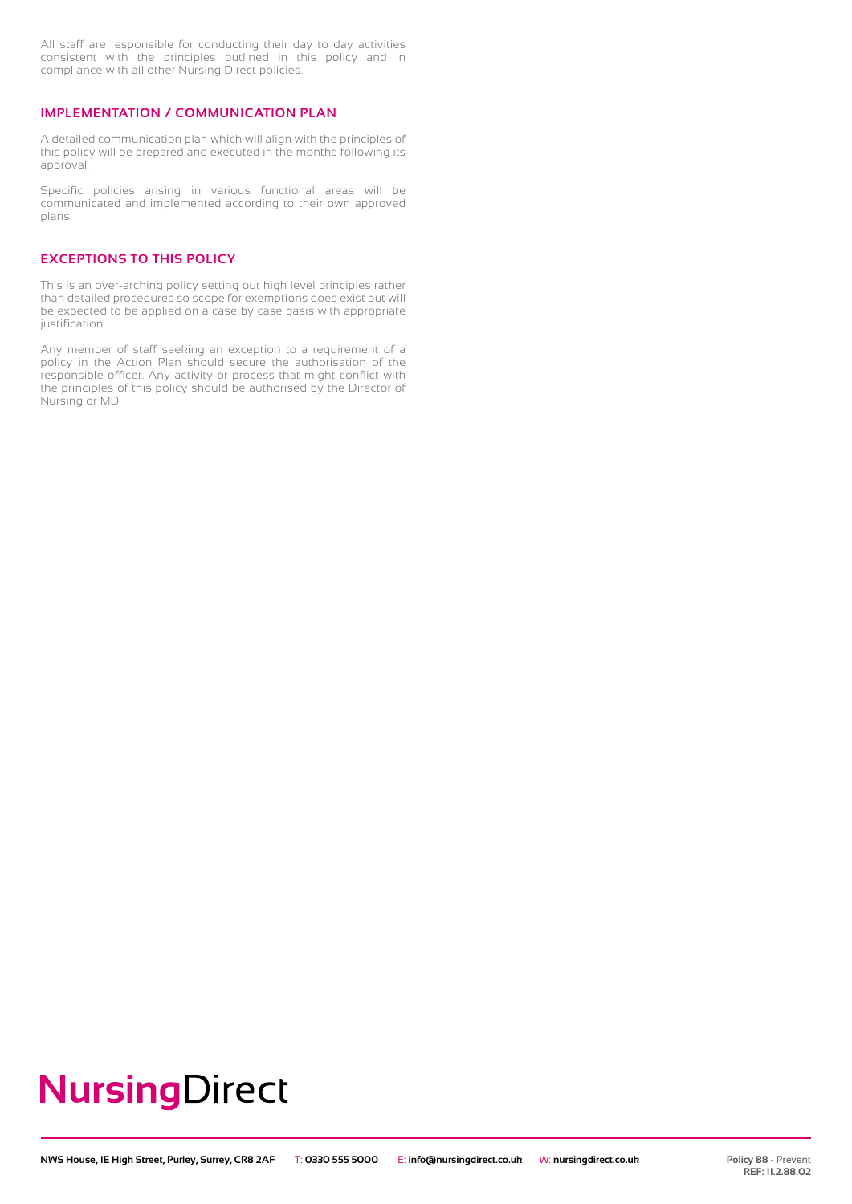All staff are responsible for conducting their day to day activities consistent with the principles outlined in this policy and in compliance with all other Nursing Direct policies.

## IMPLEMENTATION / COMMUNICATION PLAN

A detailed communication plan which will align with the principles of this policy will be prepared and executed in the months following its approval.

Specific policies arising in various functional areas will be communicated and implemented according to their own approved plans.

## EXCEPTIONS TO THIS POLICY

This is an over-arching policy setting out high level principles rather than detailed procedures so scope for exemptions does exist but will be expected to be applied on a case by case basis with appropriate justification.

Any member of staff seeking an exception to a requirement of a policy in the Action Plan should secure the authorisation of the responsible officer. Any activity or process that might conflict with the principles of this policy should be authorised by the Director of Nursing or MD.